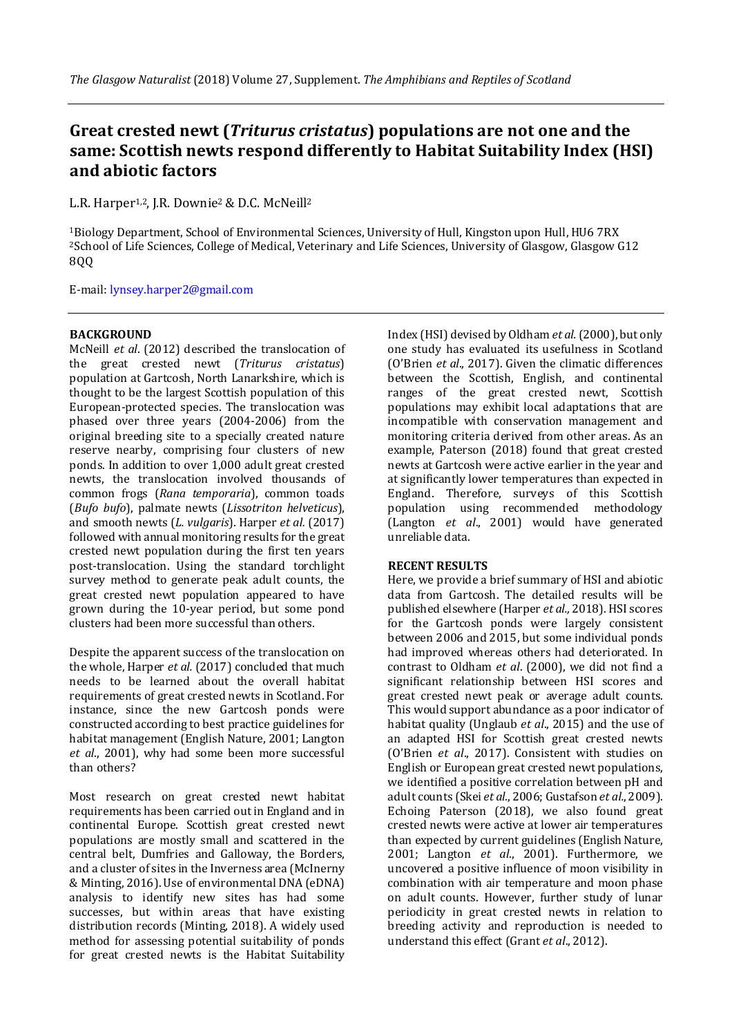# Great crested newt (*Triturus cristatus*) populations are not one and the same: Scottish newts respond differently to Habitat Suitability Index (HSI) and abiotic factors

L.R. Harper[1,2], J.R. Downie[2] & D.C. McNeill[2]

[1]Biology Department, School of Environmental Sciences, University of Hull, Kingston upon Hull, HU6 7RX
[2]School of Life Sciences, College of Medical, Veterinary and Life Sciences, University of Glasgow, Glasgow G12 8QQ

E-mail: lynsey.harper2@gmail.com

## BACKGROUND

McNeill *et al*. (2012) described the translocation of the great crested newt (*Triturus cristatus*) population at Gartcosh, North Lanarkshire, which is thought to be the largest Scottish population of this European-protected species. The translocation was phased over three years (2004-2006) from the original breeding site to a specially created nature reserve nearby, comprising four clusters of new ponds. In addition to over 1,000 adult great crested newts, the translocation involved thousands of common frogs (*Rana temporaria*), common toads (*Bufo bufo*), palmate newts (*Lissotriton helveticus*), and smooth newts (*L. vulgaris*). Harper *et al.* (2017) followed with annual monitoring results for the great crested newt population during the first ten years post-translocation. Using the standard torchlight survey method to generate peak adult counts, the great crested newt population appeared to have grown during the 10-year period, but some pond clusters had been more successful than others.

Despite the apparent success of the translocation on the whole, Harper *et al.* (2017) concluded that much needs to be learned about the overall habitat requirements of great crested newts in Scotland. For instance, since the new Gartcosh ponds were constructed according to best practice guidelines for habitat management (English Nature, 2001; Langton *et al*., 2001), why had some been more successful than others?

Most research on great crested newt habitat requirements has been carried out in England and in continental Europe. Scottish great crested newt populations are mostly small and scattered in the central belt, Dumfries and Galloway, the Borders, and a cluster of sites in the Inverness area (McInerny & Minting, 2016). Use of environmental DNA (eDNA) analysis to identify new sites has had some successes, but within areas that have existing distribution records (Minting, 2018). A widely used method for assessing potential suitability of ponds for great crested newts is the Habitat Suitability Index (HSI) devised by Oldham *et al.* (2000), but only one study has evaluated its usefulness in Scotland (O'Brien *et al*., 2017). Given the climatic differences between the Scottish, English, and continental ranges of the great crested newt, Scottish populations may exhibit local adaptations that are incompatible with conservation management and monitoring criteria derived from other areas. As an example, Paterson (2018) found that great crested newts at Gartcosh were active earlier in the year and at significantly lower temperatures than expected in England. Therefore, surveys of this Scottish population using recommended methodology (Langton *et al*., 2001) would have generated unreliable data.

## RECENT RESULTS

Here, we provide a brief summary of HSI and abiotic data from Gartcosh. The detailed results will be published elsewhere (Harper *et al.,* 2018). HSI scores for the Gartcosh ponds were largely consistent between 2006 and 2015, but some individual ponds had improved whereas others had deteriorated. In contrast to Oldham *et al*. (2000), we did not find a significant relationship between HSI scores and great crested newt peak or average adult counts. This would support abundance as a poor indicator of habitat quality (Unglaub *et al*., 2015) and the use of an adapted HSI for Scottish great crested newts (O'Brien *et al*., 2017). Consistent with studies on English or European great crested newt populations, we identified a positive correlation between pH and adult counts (Skei *et al*., 2006; Gustafson *et al*., 2009). Echoing Paterson (2018), we also found great crested newts were active at lower air temperatures than expected by current guidelines (English Nature, 2001; Langton *et al*., 2001). Furthermore, we uncovered a positive influence of moon visibility in combination with air temperature and moon phase on adult counts. However, further study of lunar periodicity in great crested newts in relation to breeding activity and reproduction is needed to understand this effect (Grant *et al*., 2012).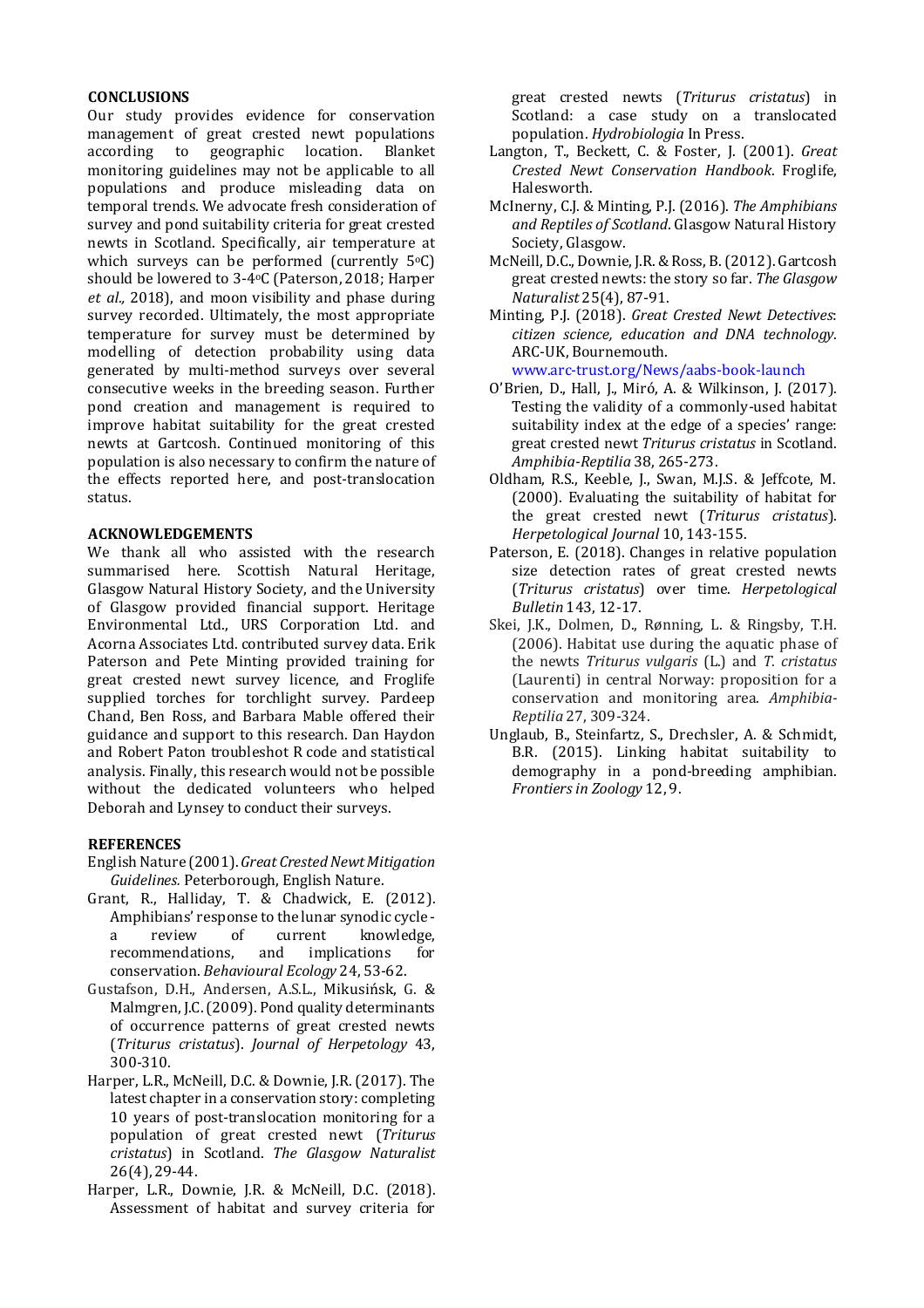## CONCLUSIONS

Our study provides evidence for conservation management of great crested newt populations according to geographic location. Blanket monitoring guidelines may not be applicable to all populations and produce misleading data on temporal trends. We advocate fresh consideration of survey and pond suitability criteria for great crested newts in Scotland. Specifically, air temperature at which surveys can be performed (currently 5°C) should be lowered to 3-4°C (Paterson, 2018; Harper *et al.,* 2018), and moon visibility and phase during survey recorded. Ultimately, the most appropriate temperature for survey must be determined by modelling of detection probability using data generated by multi-method surveys over several consecutive weeks in the breeding season. Further pond creation and management is required to improve habitat suitability for the great crested newts at Gartcosh. Continued monitoring of this population is also necessary to confirm the nature of the effects reported here, and post-translocation status.

## ACKNOWLEDGEMENTS

We thank all who assisted with the research summarised here. Scottish Natural Heritage, Glasgow Natural History Society, and the University of Glasgow provided financial support. Heritage Environmental Ltd., URS Corporation Ltd. and Acorna Associates Ltd. contributed survey data. Erik Paterson and Pete Minting provided training for great crested newt survey licence, and Froglife supplied torches for torchlight survey. Pardeep Chand, Ben Ross, and Barbara Mable offered their guidance and support to this research. Dan Haydon and Robert Paton troubleshot R code and statistical analysis. Finally, this research would not be possible without the dedicated volunteers who helped Deborah and Lynsey to conduct their surveys.

## REFERENCES

English Nature (2001). *Great Crested Newt Mitigation Guidelines.* Peterborough, English Nature.

Grant, R., Halliday, T. & Chadwick, E. (2012). Amphibians' response to the lunar synodic cycle - a review of current knowledge, recommendations, and implications for conservation. *Behavioural Ecology* 24, 53-62.

Gustafson, D.H., Andersen, A.S.L., Mikusińsk, G. & Malmgren, J.C. (2009). Pond quality determinants of occurrence patterns of great crested newts (*Triturus cristatus*). *Journal of Herpetology* 43, 300-310.

Harper, L.R., McNeill, D.C. & Downie, J.R. (2017). The latest chapter in a conservation story: completing 10 years of post-translocation monitoring for a population of great crested newt (*Triturus cristatus*) in Scotland. *The Glasgow Naturalist* 26(4), 29-44.

Harper, L.R., Downie, J.R. & McNeill, D.C. (2018). Assessment of habitat and survey criteria for great crested newts (*Triturus cristatus*) in Scotland: a case study on a translocated population. *Hydrobiologia* In Press.

Langton, T., Beckett, C. & Foster, J. (2001). *Great Crested Newt Conservation Handbook*. Froglife, Halesworth.

McInerny, C.J. & Minting, P.J. (2016). *The Amphibians and Reptiles of Scotland*. Glasgow Natural History Society, Glasgow.

McNeill, D.C., Downie, J.R. & Ross, B. (2012). Gartcosh great crested newts: the story so far. *The Glasgow Naturalist* 25(4), 87-91.

Minting, P.J. (2018). *Great Crested Newt Detectives*: *citizen science, education and DNA technology*. ARC-UK, Bournemouth. www.arc-trust.org/News/aabs-book-launch

O'Brien, D., Hall, J., Miró, A. & Wilkinson, J. (2017). Testing the validity of a commonly-used habitat suitability index at the edge of a species' range: great crested newt *Triturus cristatus* in Scotland. *Amphibia-Reptilia* 38, 265-273.

Oldham, R.S., Keeble, J., Swan, M.J.S. & Jeffcote, M. (2000). Evaluating the suitability of habitat for the great crested newt (*Triturus cristatus*). *Herpetological Journal* 10, 143-155.

Paterson, E. (2018). Changes in relative population size detection rates of great crested newts (*Triturus cristatus*) over time. *Herpetological Bulletin* 143, 12-17.

Skei, J.K., Dolmen, D., Rønning, L. & Ringsby, T.H. (2006). Habitat use during the aquatic phase of the newts *Triturus vulgaris* (L.) and *T. cristatus* (Laurenti) in central Norway: proposition for a conservation and monitoring area. *Amphibia-Reptilia* 27, 309-324.

Unglaub, B., Steinfartz, S., Drechsler, A. & Schmidt, B.R. (2015). Linking habitat suitability to demography in a pond-breeding amphibian. *Frontiers in Zoology* 12, 9.